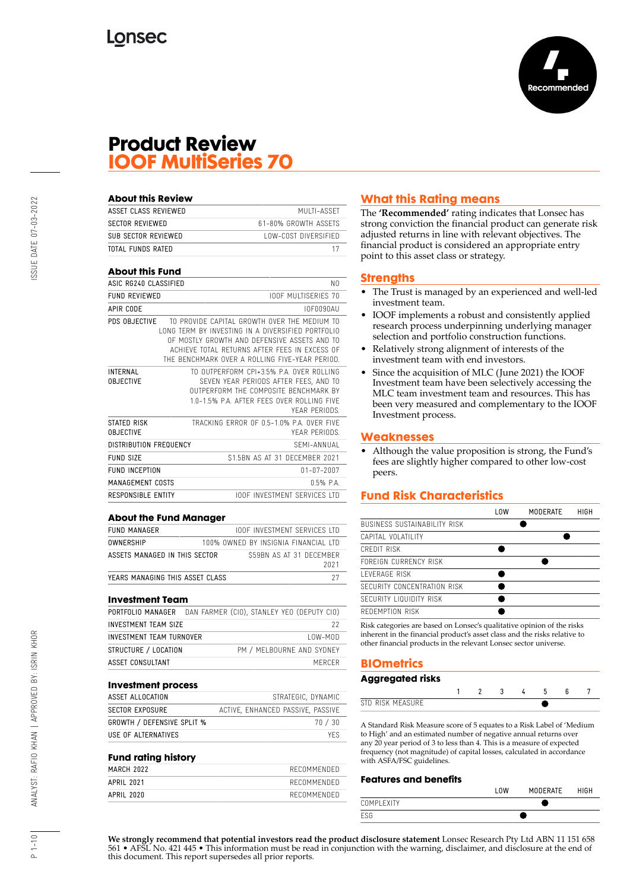Lonsec

Recommended

# Product Review
# IOOF MultiSeries 70

## About this Review

| | |
|---|---|
| ASSET CLASS REVIEWED | MULTI-ASSET |
| SECTOR REVIEWED | 61-80% GROWTH ASSETS |
| SUB SECTOR REVIEWED | LOW-COST DIVERSIFIED |
| TOTAL FUNDS RATED | 17 |

## About this Fund

| | |
|---|---|
| ASIC RG240 CLASSIFIED | NO |
| FUND REVIEWED | IOOF MULTISERIES 70 |
| APIR CODE | IOF0090AU |
| PDS OBJECTIVE | TO PROVIDE CAPITAL GROWTH OVER THE MEDIUM TO LONG TERM BY INVESTING IN A DIVERSIFIED PORTFOLIO OF MOSTLY GROWTH AND DEFENSIVE ASSETS AND TO ACHIEVE TOTAL RETURNS AFTER FEES IN EXCESS OF THE BENCHMARK OVER A ROLLING FIVE-YEAR PERIOD. |
| INTERNAL OBJECTIVE | TO OUTPERFORM CPI+3.5% P.A. OVER ROLLING SEVEN YEAR PERIODS AFTER FEES, AND TO OUTPERFORM THE COMPOSITE BENCHMARK BY 1.0-1.5% P.A. AFTER FEES OVER ROLLING FIVE YEAR PERIODS. |
| STATED RISK OBJECTIVE | TRACKING ERROR OF 0.5-1.0% P.A. OVER FIVE YEAR PERIODS. |
| DISTRIBUTION FREQUENCY | SEMI-ANNUAL |
| FUND SIZE | $1.5BN AS AT 31 DECEMBER 2021 |
| FUND INCEPTION | 01-07-2007 |
| MANAGEMENT COSTS | 0.5% P.A. |
| RESPONSIBLE ENTITY | IOOF INVESTMENT SERVICES LTD |

## About the Fund Manager

| | |
|---|---|
| FUND MANAGER | IOOF INVESTMENT SERVICES LTD |
| OWNERSHIP | 100% OWNED BY INSIGNIA FINANCIAL LTD |
| ASSETS MANAGED IN THIS SECTOR | $59BN AS AT 31 DECEMBER 2021 |
| YEARS MANAGING THIS ASSET CLASS | 27 |

## Investment Team

| | |
|---|---|
| PORTFOLIO MANAGER | DAN FARMER (CIO), STANLEY YEO (DEPUTY CIO) |
| INVESTMENT TEAM SIZE | 22 |
| INVESTMENT TEAM TURNOVER | LOW-MOD |
| STRUCTURE / LOCATION | PM / MELBOURNE AND SYDNEY |
| ASSET CONSULTANT | MERCER |

## Investment process

| | |
|---|---|
| ASSET ALLOCATION | STRATEGIC, DYNAMIC |
| SECTOR EXPOSURE | ACTIVE, ENHANCED PASSIVE, PASSIVE |
| GROWTH / DEFENSIVE SPLIT % | 70 / 30 |
| USE OF ALTERNATIVES | YES |

## Fund rating history

| | |
|---|---|
| MARCH 2022 | RECOMMENDED |
| APRIL 2021 | RECOMMENDED |
| APRIL 2020 | RECOMMENDED |

## What this Rating means

The **'Recommended'** rating indicates that Lonsec has strong conviction the financial product can generate risk adjusted returns in line with relevant objectives. The financial product is considered an appropriate entry point to this asset class or strategy.

## Strengths

- The Trust is managed by an experienced and well-led investment team.
- IOOF implements a robust and consistently applied research process underpinning underlying manager selection and portfolio construction functions.
- Relatively strong alignment of interests of the investment team with end investors.
- Since the acquisition of MLC (June 2021) the IOOF Investment team have been selectively accessing the MLC team investment team and resources. This has been very measured and complementary to the IOOF Investment process.

## Weaknesses

- Although the value proposition is strong, the Fund's fees are slightly higher compared to other low-cost peers.

## Fund Risk Characteristics

| | LOW | | MODERATE | | HIGH |
|---|---|---|---|---|---|
| BUSINESS SUSTAINABILITY RISK | | ● | | | |
| CAPITAL VOLATILITY | | | | ● | |
| CREDIT RISK | ● | | | | |
| FOREIGN CURRENCY RISK | | | ● | | |
| LEVERAGE RISK | ● | | | | |
| SECURITY CONCENTRATION RISK | ● | | | | |
| SECURITY LIQUIDITY RISK | ● | | | | |
| REDEMPTION RISK | ● | | | | |

Risk categories are based on Lonsec's qualitative opinion of the risks inherent in the financial product's asset class and the risks relative to other financial products in the relevant Lonsec sector universe.

## BIOmetrics

### Aggregated risks

| | 1 | 2 | 3 | 4 | 5 | 6 | 7 |
|---|---|---|---|---|---|---|---|
| STD RISK MEASURE | | | | | ● | | |

A Standard Risk Measure score of 5 equates to a Risk Label of 'Medium to High' and an estimated number of negative annual returns over any 20 year period of 3 to less than 4. This is a measure of expected frequency (not magnitude) of capital losses, calculated in accordance with ASFA/FSC guidelines.

### Features and benefits

| | LOW | | MODERATE | | HIGH |
|---|---|---|---|---|---|
| COMPLEXITY | | | ● | | |
| ESG | | ● | | | |

**We strongly recommend that potential investors read the product disclosure statement** Lonsec Research Pty Ltd ABN 11 151 658 561 • AFSL No. 421 445 • This information must be read in conjunction with the warning, disclaimer, and disclosure at the end of this document. This report supersedes all prior reports.

ISSUE DATE 07-03-2022

ANALYST: RAFIO KHAN | APPROVED BY: ISRIN KHOR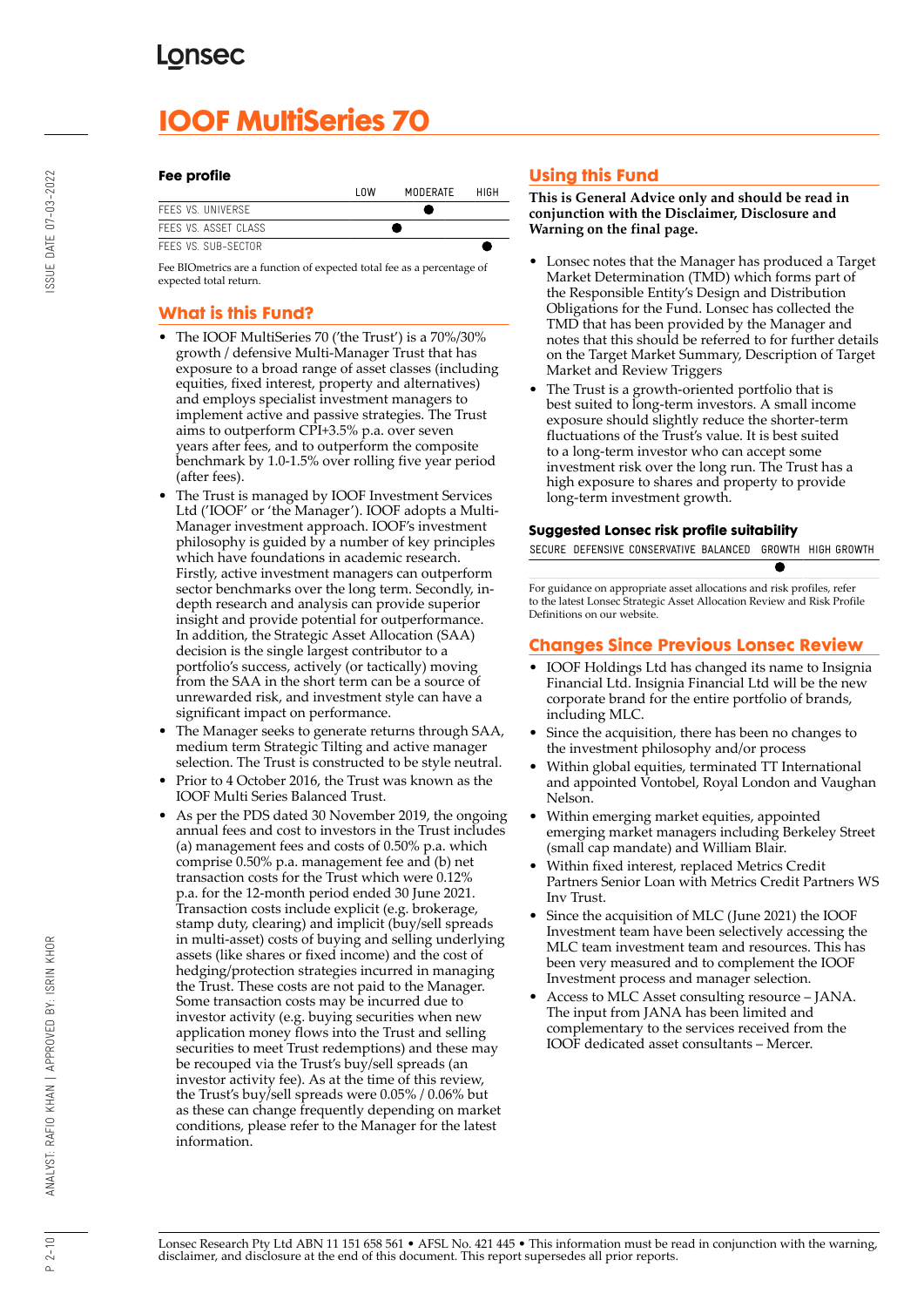# IOOF MultiSeries 70

### Fee profile

| | LOW | MODERATE | HIGH |
|---|---|---|---|
| FEES VS. UNIVERSE | | ● | |
| FEES VS. ASSET CLASS | | ● | |
| FEES VS. SUB-SECTOR | | | ● |

Fee BIOmetrics are a function of expected total fee as a percentage of expected total return.

## What is this Fund?

- The IOOF MultiSeries 70 ('the Trust') is a 70%/30% growth / defensive Multi-Manager Trust that has exposure to a broad range of asset classes (including equities, fixed interest, property and alternatives) and employs specialist investment managers to implement active and passive strategies. The Trust aims to outperform CPI+3.5% p.a. over seven years after fees, and to outperform the composite benchmark by 1.0-1.5% over rolling five year period (after fees).
- The Trust is managed by IOOF Investment Services Ltd ('IOOF' or 'the Manager'). IOOF adopts a Multi-Manager investment approach. IOOF's investment philosophy is guided by a number of key principles which have foundations in academic research. Firstly, active investment managers can outperform sector benchmarks over the long term. Secondly, in-depth research and analysis can provide superior insight and provide potential for outperformance. In addition, the Strategic Asset Allocation (SAA) decision is the single largest contributor to a portfolio's success, actively (or tactically) moving from the SAA in the short term can be a source of unrewarded risk, and investment style can have a significant impact on performance.
- The Manager seeks to generate returns through SAA, medium term Strategic Tilting and active manager selection. The Trust is constructed to be style neutral.
- Prior to 4 October 2016, the Trust was known as the IOOF Multi Series Balanced Trust.
- As per the PDS dated 30 November 2019, the ongoing annual fees and cost to investors in the Trust includes (a) management fees and costs of 0.50% p.a. which comprise 0.50% p.a. management fee and (b) net transaction costs for the Trust which were 0.12% p.a. for the 12-month period ended 30 June 2021. Transaction costs include explicit (e.g. brokerage, stamp duty, clearing) and implicit (buy/sell spreads in multi-asset) costs of buying and selling underlying assets (like shares or fixed income) and the cost of hedging/protection strategies incurred in managing the Trust. These costs are not paid to the Manager. Some transaction costs may be incurred due to investor activity (e.g. buying securities when new application money flows into the Trust and selling securities to meet Trust redemptions) and these may be recouped via the Trust's buy/sell spreads (an investor activity fee). As at the time of this review, the Trust's buy/sell spreads were 0.05% / 0.06% but as these can change frequently depending on market conditions, please refer to the Manager for the latest information.

## Using this Fund

**This is General Advice only and should be read in conjunction with the Disclaimer, Disclosure and Warning on the final page.**

- Lonsec notes that the Manager has produced a Target Market Determination (TMD) which forms part of the Responsible Entity's Design and Distribution Obligations for the Fund. Lonsec has collected the TMD that has been provided by the Manager and notes that this should be referred to for further details on the Target Market Summary, Description of Target Market and Review Triggers
- The Trust is a growth-oriented portfolio that is best suited to long-term investors. A small income exposure should slightly reduce the shorter-term fluctuations of the Trust's value. It is best suited to a long-term investor who can accept some investment risk over the long run. The Trust has a high exposure to shares and property to provide long-term investment growth.

### Suggested Lonsec risk profile suitability

| SECURE | DEFENSIVE | CONSERVATIVE | BALANCED | GROWTH | HIGH GROWTH |
|---|---|---|---|---|---|
| | | | | ● | |

For guidance on appropriate asset allocations and risk profiles, refer to the latest Lonsec Strategic Asset Allocation Review and Risk Profile Definitions on our website.

## Changes Since Previous Lonsec Review

- IOOF Holdings Ltd has changed its name to Insignia Financial Ltd. Insignia Financial Ltd will be the new corporate brand for the entire portfolio of brands, including MLC.
- Since the acquisition, there has been no changes to the investment philosophy and/or process
- Within global equities, terminated TT International and appointed Vontobel, Royal London and Vaughan Nelson.
- Within emerging market equities, appointed emerging market managers including Berkeley Street (small cap mandate) and William Blair.
- Within fixed interest, replaced Metrics Credit Partners Senior Loan with Metrics Credit Partners WS Inv Trust.
- Since the acquisition of MLC (June 2021) the IOOF Investment team have been selectively accessing the MLC team investment team and resources. This has been very measured and to complement the IOOF Investment process and manager selection.
- Access to MLC Asset consulting resource – JANA. The input from JANA has been limited and complementary to the services received from the IOOF dedicated asset consultants – Mercer.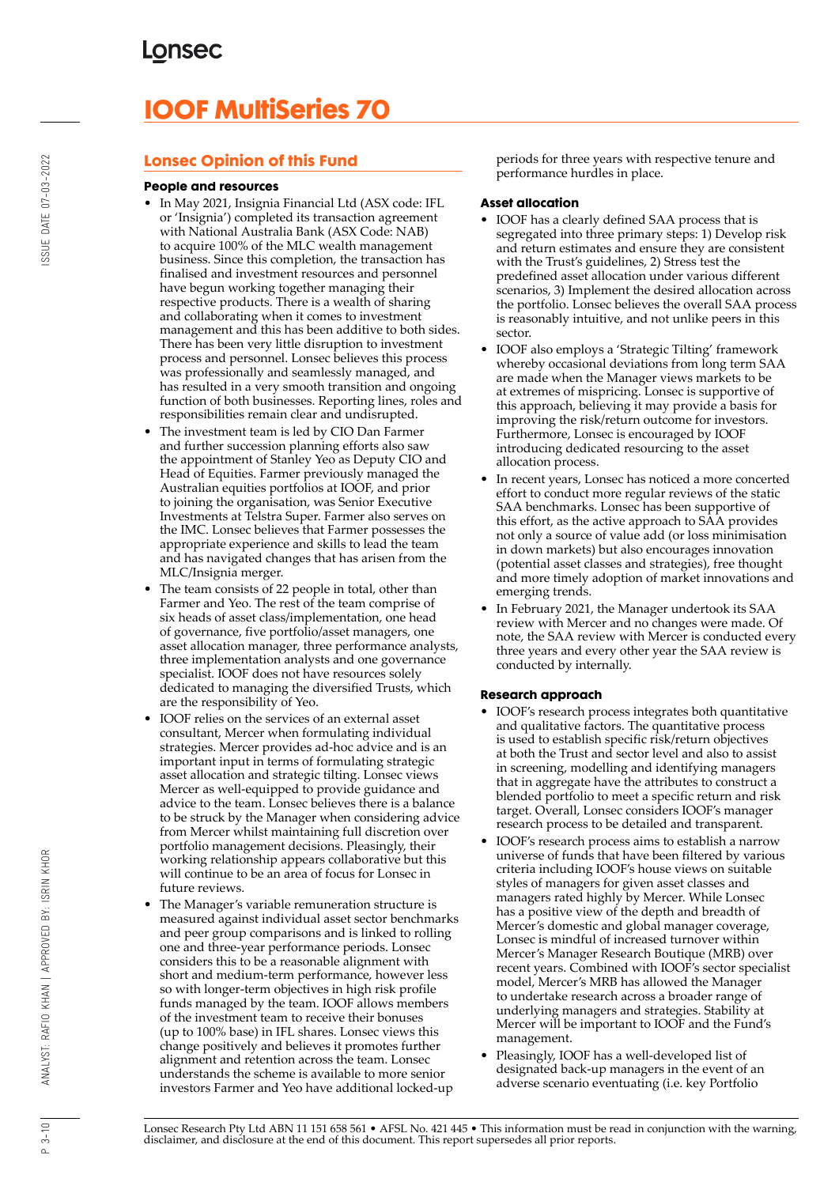# IOOF MultiSeries 70

## Lonsec Opinion of this Fund

### People and resources

- In May 2021, Insignia Financial Ltd (ASX code: IFL or 'Insignia') completed its transaction agreement with National Australia Bank (ASX Code: NAB) to acquire 100% of the MLC wealth management business. Since this completion, the transaction has finalised and investment resources and personnel have begun working together managing their respective products. There is a wealth of sharing and collaborating when it comes to investment management and this has been additive to both sides. There has been very little disruption to investment process and personnel. Lonsec believes this process was professionally and seamlessly managed, and has resulted in a very smooth transition and ongoing function of both businesses. Reporting lines, roles and responsibilities remain clear and undisrupted.
- The investment team is led by CIO Dan Farmer and further succession planning efforts also saw the appointment of Stanley Yeo as Deputy CIO and Head of Equities. Farmer previously managed the Australian equities portfolios at IOOF, and prior to joining the organisation, was Senior Executive Investments at Telstra Super. Farmer also serves on the IMC. Lonsec believes that Farmer possesses the appropriate experience and skills to lead the team and has navigated changes that has arisen from the MLC/Insignia merger.
- The team consists of 22 people in total, other than Farmer and Yeo. The rest of the team comprise of six heads of asset class/implementation, one head of governance, five portfolio/asset managers, one asset allocation manager, three performance analysts, three implementation analysts and one governance specialist. IOOF does not have resources solely dedicated to managing the diversified Trusts, which are the responsibility of Yeo.
- IOOF relies on the services of an external asset consultant, Mercer when formulating individual strategies. Mercer provides ad-hoc advice and is an important input in terms of formulating strategic asset allocation and strategic tilting. Lonsec views Mercer as well-equipped to provide guidance and advice to the team. Lonsec believes there is a balance to be struck by the Manager when considering advice from Mercer whilst maintaining full discretion over portfolio management decisions. Pleasingly, their working relationship appears collaborative but this will continue to be an area of focus for Lonsec in future reviews.
- The Manager's variable remuneration structure is measured against individual asset sector benchmarks and peer group comparisons and is linked to rolling one and three-year performance periods. Lonsec considers this to be a reasonable alignment with short and medium-term performance, however less so with longer-term objectives in high risk profile funds managed by the team. IOOF allows members of the investment team to receive their bonuses (up to 100% base) in IFL shares. Lonsec views this change positively and believes it promotes further alignment and retention across the team. Lonsec understands the scheme is available to more senior investors Farmer and Yeo have additional locked-up periods for three years with respective tenure and performance hurdles in place.

### Asset allocation

- IOOF has a clearly defined SAA process that is segregated into three primary steps: 1) Develop risk and return estimates and ensure they are consistent with the Trust's guidelines, 2) Stress test the predefined asset allocation under various different scenarios, 3) Implement the desired allocation across the portfolio. Lonsec believes the overall SAA process is reasonably intuitive, and not unlike peers in this sector.
- IOOF also employs a 'Strategic Tilting' framework whereby occasional deviations from long term SAA are made when the Manager views markets to be at extremes of mispricing. Lonsec is supportive of this approach, believing it may provide a basis for improving the risk/return outcome for investors. Furthermore, Lonsec is encouraged by IOOF introducing dedicated resourcing to the asset allocation process.
- In recent years, Lonsec has noticed a more concerted effort to conduct more regular reviews of the static SAA benchmarks. Lonsec has been supportive of this effort, as the active approach to SAA provides not only a source of value add (or loss minimisation in down markets) but also encourages innovation (potential asset classes and strategies), free thought and more timely adoption of market innovations and emerging trends.
- In February 2021, the Manager undertook its SAA review with Mercer and no changes were made. Of note, the SAA review with Mercer is conducted every three years and every other year the SAA review is conducted by internally.

### Research approach

- IOOF's research process integrates both quantitative and qualitative factors. The quantitative process is used to establish specific risk/return objectives at both the Trust and sector level and also to assist in screening, modelling and identifying managers that in aggregate have the attributes to construct a blended portfolio to meet a specific return and risk target. Overall, Lonsec considers IOOF's manager research process to be detailed and transparent.
- IOOF's research process aims to establish a narrow universe of funds that have been filtered by various criteria including IOOF's house views on suitable styles of managers for given asset classes and managers rated highly by Mercer. While Lonsec has a positive view of the depth and breadth of Mercer's domestic and global manager coverage, Lonsec is mindful of increased turnover within Mercer's Manager Research Boutique (MRB) over recent years. Combined with IOOF's sector specialist model, Mercer's MRB has allowed the Manager to undertake research across a broader range of underlying managers and strategies. Stability at Mercer will be important to IOOF and the Fund's management.
- Pleasingly, IOOF has a well-developed list of designated back-up managers in the event of an adverse scenario eventuating (i.e. key Portfolio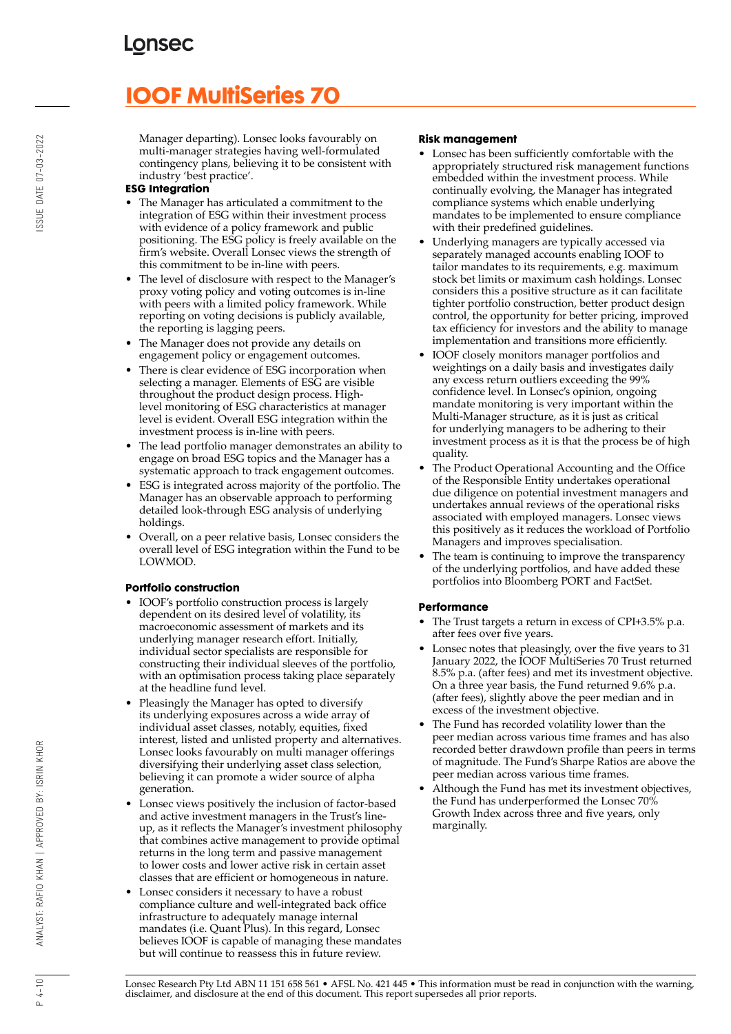Manager departing). Lonsec looks favourably on multi-manager strategies having well-formulated contingency plans, believing it to be consistent with industry 'best practice'.

**ESG Integration**

- The Manager has articulated a commitment to the integration of ESG within their investment process with evidence of a policy framework and public positioning. The ESG policy is freely available on the firm's website. Overall Lonsec views the strength of this commitment to be in-line with peers.
- The level of disclosure with respect to the Manager's proxy voting policy and voting outcomes is in-line with peers with a limited policy framework. While reporting on voting decisions is publicly available, the reporting is lagging peers.
- The Manager does not provide any details on engagement policy or engagement outcomes.
- There is clear evidence of ESG incorporation when selecting a manager. Elements of ESG are visible throughout the product design process. High-level monitoring of ESG characteristics at manager level is evident. Overall ESG integration within the investment process is in-line with peers.
- The lead portfolio manager demonstrates an ability to engage on broad ESG topics and the Manager has a systematic approach to track engagement outcomes.
- ESG is integrated across majority of the portfolio. The Manager has an observable approach to performing detailed look-through ESG analysis of underlying holdings.
- Overall, on a peer relative basis, Lonsec considers the overall level of ESG integration within the Fund to be LOWMOD.

**Portfolio construction**

- IOOF's portfolio construction process is largely dependent on its desired level of volatility, its macroeconomic assessment of markets and its underlying manager research effort. Initially, individual sector specialists are responsible for constructing their individual sleeves of the portfolio, with an optimisation process taking place separately at the headline fund level.
- Pleasingly the Manager has opted to diversify its underlying exposures across a wide array of individual asset classes, notably, equities, fixed interest, listed and unlisted property and alternatives. Lonsec looks favourably on multi manager offerings diversifying their underlying asset class selection, believing it can promote a wider source of alpha generation.
- Lonsec views positively the inclusion of factor-based and active investment managers in the Trust's line-up, as it reflects the Manager's investment philosophy that combines active management to provide optimal returns in the long term and passive management to lower costs and lower active risk in certain asset classes that are efficient or homogeneous in nature.
- Lonsec considers it necessary to have a robust compliance culture and well-integrated back office infrastructure to adequately manage internal mandates (i.e. Quant Plus). In this regard, Lonsec believes IOOF is capable of managing these mandates but will continue to reassess this in future review.

**Risk management**

- Lonsec has been sufficiently comfortable with the appropriately structured risk management functions embedded within the investment process. While continually evolving, the Manager has integrated compliance systems which enable underlying mandates to be implemented to ensure compliance with their predefined guidelines.
- Underlying managers are typically accessed via separately managed accounts enabling IOOF to tailor mandates to its requirements, e.g. maximum stock bet limits or maximum cash holdings. Lonsec considers this a positive structure as it can facilitate tighter portfolio construction, better product design control, the opportunity for better pricing, improved tax efficiency for investors and the ability to manage implementation and transitions more efficiently.
- IOOF closely monitors manager portfolios and weightings on a daily basis and investigates daily any excess return outliers exceeding the 99% confidence level. In Lonsec's opinion, ongoing mandate monitoring is very important within the Multi-Manager structure, as it is just as critical for underlying managers to be adhering to their investment process as it is that the process be of high quality.
- The Product Operational Accounting and the Office of the Responsible Entity undertakes operational due diligence on potential investment managers and undertakes annual reviews of the operational risks associated with employed managers. Lonsec views this positively as it reduces the workload of Portfolio Managers and improves specialisation.
- The team is continuing to improve the transparency of the underlying portfolios, and have added these portfolios into Bloomberg PORT and FactSet.

**Performance**

- The Trust targets a return in excess of CPI+3.5% p.a. after fees over five years.
- Lonsec notes that pleasingly, over the five years to 31 January 2022, the IOOF MultiSeries 70 Trust returned 8.5% p.a. (after fees) and met its investment objective. On a three year basis, the Fund returned 9.6% p.a. (after fees), slightly above the peer median and in excess of the investment objective.
- The Fund has recorded volatility lower than the peer median across various time frames and has also recorded better drawdown profile than peers in terms of magnitude. The Fund's Sharpe Ratios are above the peer median across various time frames.
- Although the Fund has met its investment objectives, the Fund has underperformed the Lonsec 70% Growth Index across three and five years, only marginally.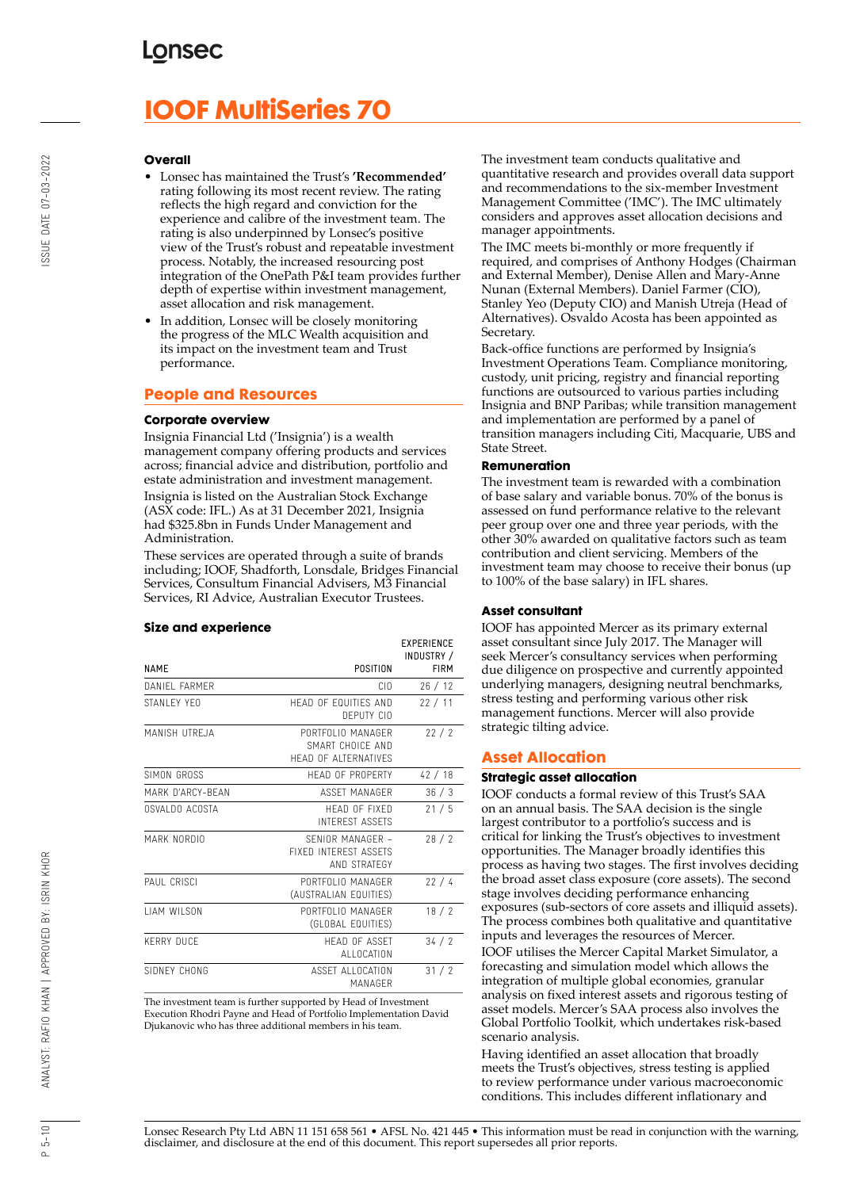# IOOF MultiSeries 70

### Overall

- Lonsec has maintained the Trust's **'Recommended'** rating following its most recent review. The rating reflects the high regard and conviction for the experience and calibre of the investment team. The rating is also underpinned by Lonsec's positive view of the Trust's robust and repeatable investment process. Notably, the increased resourcing post integration of the OnePath P&I team provides further depth of expertise within investment management, asset allocation and risk management.
- In addition, Lonsec will be closely monitoring the progress of the MLC Wealth acquisition and its impact on the investment team and Trust performance.

## People and Resources

### Corporate overview

Insignia Financial Ltd ('Insignia') is a wealth management company offering products and services across; financial advice and distribution, portfolio and estate administration and investment management.

Insignia is listed on the Australian Stock Exchange (ASX code: IFL.) As at 31 December 2021, Insignia had $325.8bn in Funds Under Management and Administration.

These services are operated through a suite of brands including; IOOF, Shadforth, Lonsdale, Bridges Financial Services, Consultum Financial Advisers, M3 Financial Services, RI Advice, Australian Executor Trustees.

### Size and experience

| NAME | POSITION | EXPERIENCE INDUSTRY / FIRM |
|---|---|---|
| DANIEL FARMER | CIO | 26 / 12 |
| STANLEY YEO | HEAD OF EQUITIES AND DEPUTY CIO | 22 / 11 |
| MANISH UTREJA | PORTFOLIO MANAGER SMART CHOICE AND HEAD OF ALTERNATIVES | 22 / 2 |
| SIMON GROSS | HEAD OF PROPERTY | 42 / 18 |
| MARK D'ARCY-BEAN | ASSET MANAGER | 36 / 3 |
| OSVALDO ACOSTA | HEAD OF FIXED INTEREST ASSETS | 21 / 5 |
| MARK NORDIO | SENIOR MANAGER – FIXED INTEREST ASSETS AND STRATEGY | 28 / 2 |
| PAUL CRISCI | PORTFOLIO MANAGER (AUSTRALIAN EQUITIES) | 22 / 4 |
| LIAM WILSON | PORTFOLIO MANAGER (GLOBAL EQUITIES) | 18 / 2 |
| KERRY DUCE | HEAD OF ASSET ALLOCATION | 34 / 2 |
| SIDNEY CHONG | ASSET ALLOCATION MANAGER | 31 / 2 |

The investment team is further supported by Head of Investment Execution Rhodri Payne and Head of Portfolio Implementation David Djukanovic who has three additional members in his team.

The investment team conducts qualitative and quantitative research and provides overall data support and recommendations to the six-member Investment Management Committee ('IMC'). The IMC ultimately considers and approves asset allocation decisions and manager appointments.

The IMC meets bi-monthly or more frequently if required, and comprises of Anthony Hodges (Chairman and External Member), Denise Allen and Mary-Anne Nunan (External Members). Daniel Farmer (CIO), Stanley Yeo (Deputy CIO) and Manish Utreja (Head of Alternatives). Osvaldo Acosta has been appointed as Secretary.

Back-office functions are performed by Insignia's Investment Operations Team. Compliance monitoring, custody, unit pricing, registry and financial reporting functions are outsourced to various parties including Insignia and BNP Paribas; while transition management and implementation are performed by a panel of transition managers including Citi, Macquarie, UBS and State Street.

### Remuneration

The investment team is rewarded with a combination of base salary and variable bonus. 70% of the bonus is assessed on fund performance relative to the relevant peer group over one and three year periods, with the other 30% awarded on qualitative factors such as team contribution and client servicing. Members of the investment team may choose to receive their bonus (up to 100% of the base salary) in IFL shares.

### Asset consultant

IOOF has appointed Mercer as its primary external asset consultant since July 2017. The Manager will seek Mercer's consultancy services when performing due diligence on prospective and currently appointed underlying managers, designing neutral benchmarks, stress testing and performing various other risk management functions. Mercer will also provide strategic tilting advice.

## Asset Allocation

### Strategic asset allocation

IOOF conducts a formal review of this Trust's SAA on an annual basis. The SAA decision is the single largest contributor to a portfolio's success and is critical for linking the Trust's objectives to investment opportunities. The Manager broadly identifies this process as having two stages. The first involves deciding the broad asset class exposure (core assets). The second stage involves deciding performance enhancing exposures (sub-sectors of core assets and illiquid assets). The process combines both qualitative and quantitative inputs and leverages the resources of Mercer.

IOOF utilises the Mercer Capital Market Simulator, a forecasting and simulation model which allows the integration of multiple global economies, granular analysis on fixed interest assets and rigorous testing of asset models. Mercer's SAA process also involves the Global Portfolio Toolkit, which undertakes risk-based scenario analysis.

Having identified an asset allocation that broadly meets the Trust's objectives, stress testing is applied to review performance under various macroeconomic conditions. This includes different inflationary and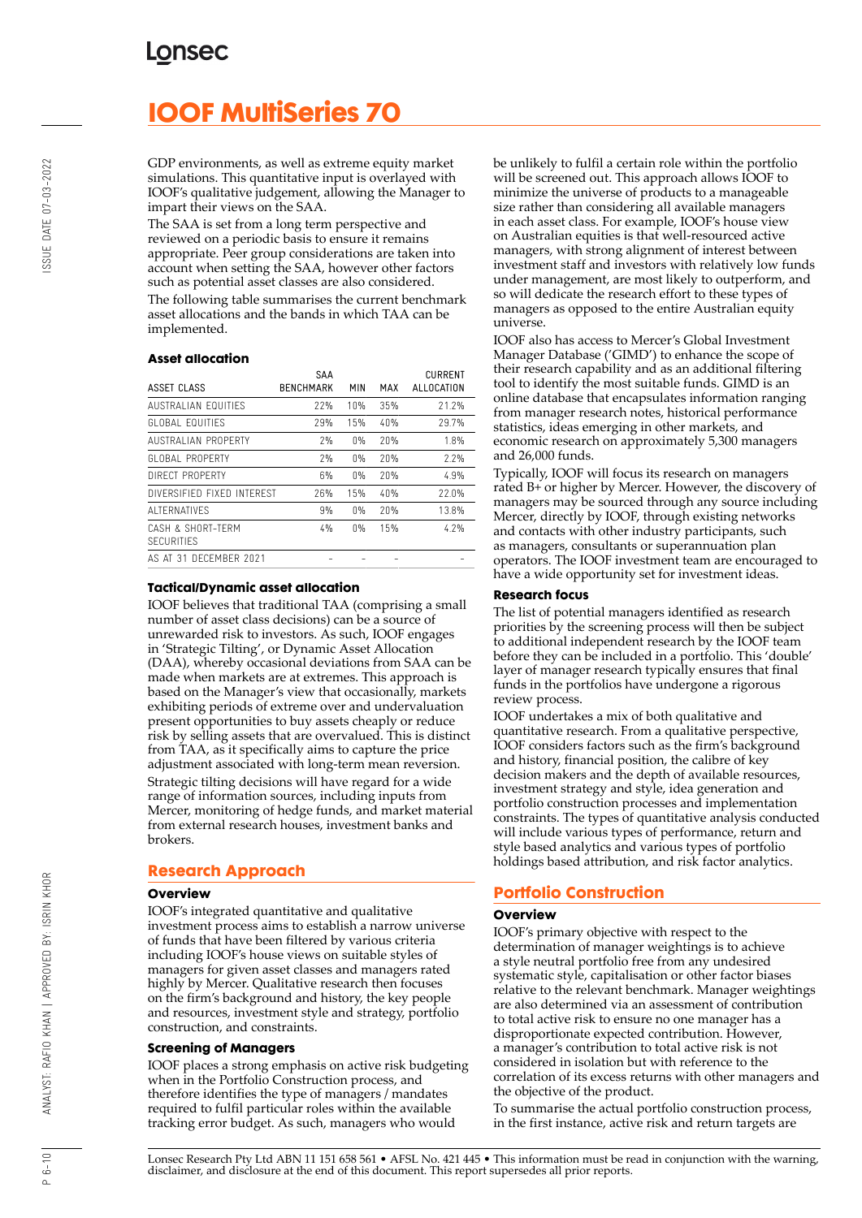# IOOF MultiSeries 70

GDP environments, as well as extreme equity market simulations. This quantitative input is overlayed with IOOF's qualitative judgement, allowing the Manager to impart their views on the SAA.

The SAA is set from a long term perspective and reviewed on a periodic basis to ensure it remains appropriate. Peer group considerations are taken into account when setting the SAA, however other factors such as potential asset classes are also considered.

The following table summarises the current benchmark asset allocations and the bands in which TAA can be implemented.

### Asset allocation

| ASSET CLASS | SAA BENCHMARK | MIN | MAX | CURRENT ALLOCATION |
|---|---|---|---|---|
| AUSTRALIAN EQUITIES | 22% | 10% | 35% | 21.2% |
| GLOBAL EQUITIES | 29% | 15% | 40% | 29.7% |
| AUSTRALIAN PROPERTY | 2% | 0% | 20% | 1.8% |
| GLOBAL PROPERTY | 2% | 0% | 20% | 2.2% |
| DIRECT PROPERTY | 6% | 0% | 20% | 4.9% |
| DIVERSIFIED FIXED INTEREST | 26% | 15% | 40% | 22.0% |
| ALTERNATIVES | 9% | 0% | 20% | 13.8% |
| CASH & SHORT-TERM SECURITIES | 4% | 0% | 15% | 4.2% |
| AS AT 31 DECEMBER 2021 | - | - | - | - |

### Tactical/Dynamic asset allocation

IOOF believes that traditional TAA (comprising a small number of asset class decisions) can be a source of unrewarded risk to investors. As such, IOOF engages in 'Strategic Tilting', or Dynamic Asset Allocation (DAA), whereby occasional deviations from SAA can be made when markets are at extremes. This approach is based on the Manager's view that occasionally, markets exhibiting periods of extreme over and undervaluation present opportunities to buy assets cheaply or reduce risk by selling assets that are overvalued. This is distinct from TAA, as it specifically aims to capture the price adjustment associated with long-term mean reversion.

Strategic tilting decisions will have regard for a wide range of information sources, including inputs from Mercer, monitoring of hedge funds, and market material from external research houses, investment banks and brokers.

## Research Approach

### Overview

IOOF's integrated quantitative and qualitative investment process aims to establish a narrow universe of funds that have been filtered by various criteria including IOOF's house views on suitable styles of managers for given asset classes and managers rated highly by Mercer. Qualitative research then focuses on the firm's background and history, the key people and resources, investment style and strategy, portfolio construction, and constraints.

### Screening of Managers

IOOF places a strong emphasis on active risk budgeting when in the Portfolio Construction process, and therefore identifies the type of managers / mandates required to fulfil particular roles within the available tracking error budget. As such, managers who would be unlikely to fulfil a certain role within the portfolio will be screened out. This approach allows IOOF to minimize the universe of products to a manageable size rather than considering all available managers in each asset class. For example, IOOF's house view on Australian equities is that well-resourced active managers, with strong alignment of interest between investment staff and investors with relatively low funds under management, are most likely to outperform, and so will dedicate the research effort to these types of managers as opposed to the entire Australian equity universe.

IOOF also has access to Mercer's Global Investment Manager Database ('GIMD') to enhance the scope of their research capability and as an additional filtering tool to identify the most suitable funds. GIMD is an online database that encapsulates information ranging from manager research notes, historical performance statistics, ideas emerging in other markets, and economic research on approximately 5,300 managers and 26,000 funds.

Typically, IOOF will focus its research on managers rated B+ or higher by Mercer. However, the discovery of managers may be sourced through any source including Mercer, directly by IOOF, through existing networks and contacts with other industry participants, such as managers, consultants or superannuation plan operators. The IOOF investment team are encouraged to have a wide opportunity set for investment ideas.

### Research focus

The list of potential managers identified as research priorities by the screening process will then be subject to additional independent research by the IOOF team before they can be included in a portfolio. This 'double' layer of manager research typically ensures that final funds in the portfolios have undergone a rigorous review process.

IOOF undertakes a mix of both qualitative and quantitative research. From a qualitative perspective, IOOF considers factors such as the firm's background and history, financial position, the calibre of key decision makers and the depth of available resources, investment strategy and style, idea generation and portfolio construction processes and implementation constraints. The types of quantitative analysis conducted will include various types of performance, return and style based analytics and various types of portfolio holdings based attribution, and risk factor analytics.

## Portfolio Construction

### Overview

IOOF's primary objective with respect to the determination of manager weightings is to achieve a style neutral portfolio free from any undesired systematic style, capitalisation or other factor biases relative to the relevant benchmark. Manager weightings are also determined via an assessment of contribution to total active risk to ensure no one manager has a disproportionate expected contribution. However, a manager's contribution to total active risk is not considered in isolation but with reference to the correlation of its excess returns with other managers and the objective of the product.

To summarise the actual portfolio construction process, in the first instance, active risk and return targets are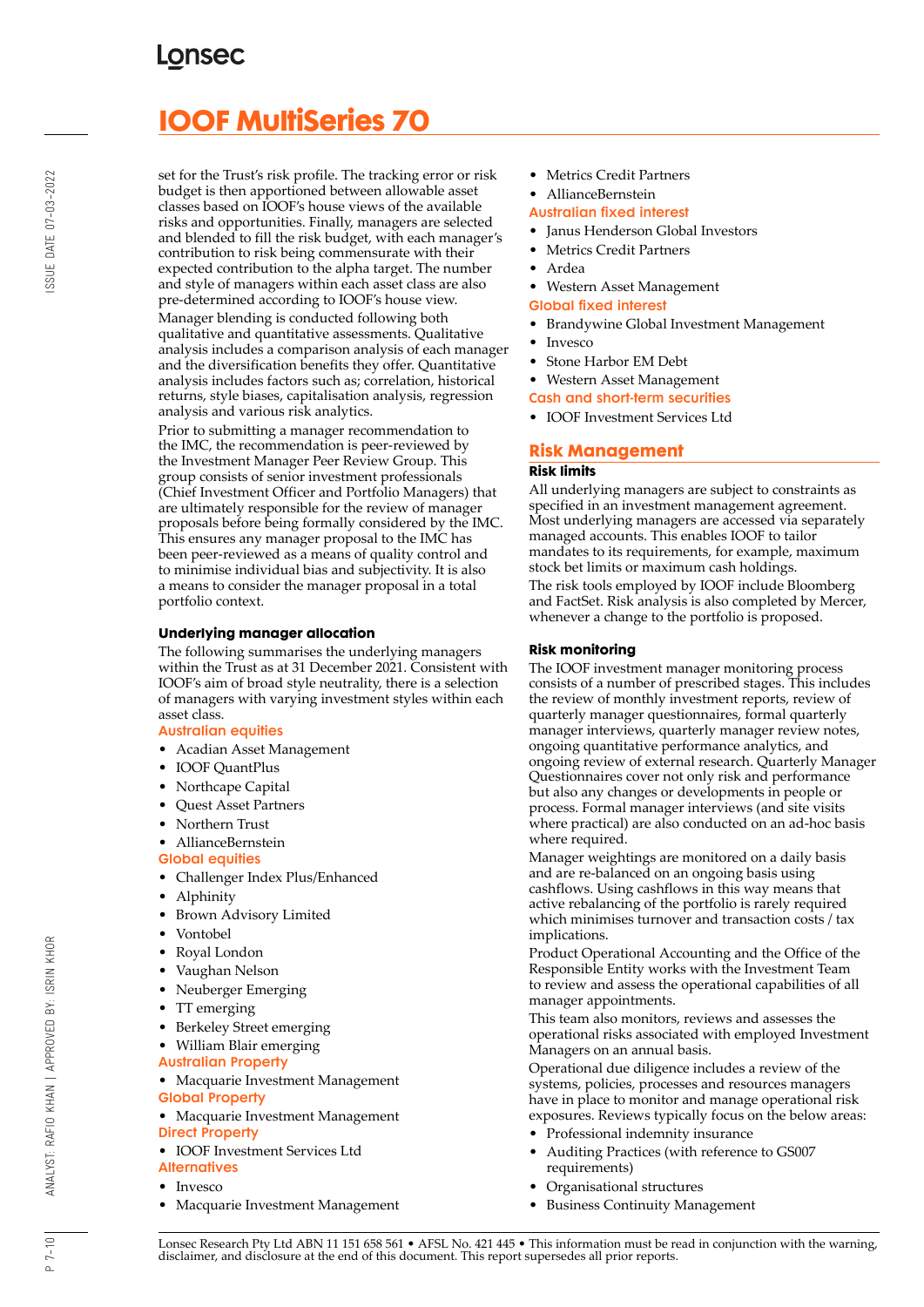set for the Trust's risk profile. The tracking error or risk budget is then apportioned between allowable asset classes based on IOOF's house views of the available risks and opportunities. Finally, managers are selected and blended to fill the risk budget, with each manager's contribution to risk being commensurate with their expected contribution to the alpha target. The number and style of managers within each asset class are also pre-determined according to IOOF's house view.

Manager blending is conducted following both qualitative and quantitative assessments. Qualitative analysis includes a comparison analysis of each manager and the diversification benefits they offer. Quantitative analysis includes factors such as; correlation, historical returns, style biases, capitalisation analysis, regression analysis and various risk analytics.

Prior to submitting a manager recommendation to the IMC, the recommendation is peer-reviewed by the Investment Manager Peer Review Group. This group consists of senior investment professionals (Chief Investment Officer and Portfolio Managers) that are ultimately responsible for the review of manager proposals before being formally considered by the IMC. This ensures any manager proposal to the IMC has been peer-reviewed as a means of quality control and to minimise individual bias and subjectivity. It is also a means to consider the manager proposal in a total portfolio context.

### Underlying manager allocation

The following summarises the underlying managers within the Trust as at 31 December 2021. Consistent with IOOF's aim of broad style neutrality, there is a selection of managers with varying investment styles within each asset class.

**Australian equities**

- Acadian Asset Management
- IOOF QuantPlus
- Northcape Capital
- Quest Asset Partners
- Northern Trust
- AllianceBernstein

**Global equities**

- Challenger Index Plus/Enhanced
- Alphinity
- Brown Advisory Limited
- Vontobel
- Royal London
- Vaughan Nelson
- Neuberger Emerging
- TT emerging
- Berkeley Street emerging
- William Blair emerging

**Australian Property**

- Macquarie Investment Management

**Global Property**

- Macquarie Investment Management

**Direct Property**

- IOOF Investment Services Ltd

**Alternatives**

- Invesco
- Macquarie Investment Management
- Metrics Credit Partners
- AllianceBernstein

**Australian fixed interest**

- Janus Henderson Global Investors
- Metrics Credit Partners
- Ardea
- Western Asset Management

**Global fixed interest**

- Brandywine Global Investment Management
- Invesco
- Stone Harbor EM Debt
- Western Asset Management

**Cash and short-term securities**

- IOOF Investment Services Ltd

## Risk Management

### Risk limits

All underlying managers are subject to constraints as specified in an investment management agreement. Most underlying managers are accessed via separately managed accounts. This enables IOOF to tailor mandates to its requirements, for example, maximum stock bet limits or maximum cash holdings.

The risk tools employed by IOOF include Bloomberg and FactSet. Risk analysis is also completed by Mercer, whenever a change to the portfolio is proposed.

### Risk monitoring

The IOOF investment manager monitoring process consists of a number of prescribed stages. This includes the review of monthly investment reports, review of quarterly manager questionnaires, formal quarterly manager interviews, quarterly manager review notes, ongoing quantitative performance analytics, and ongoing review of external research. Quarterly Manager Questionnaires cover not only risk and performance but also any changes or developments in people or process. Formal manager interviews (and site visits where practical) are also conducted on an ad-hoc basis where required.

Manager weightings are monitored on a daily basis and are re-balanced on an ongoing basis using cashflows. Using cashflows in this way means that active rebalancing of the portfolio is rarely required which minimises turnover and transaction costs / tax implications.

Product Operational Accounting and the Office of the Responsible Entity works with the Investment Team to review and assess the operational capabilities of all manager appointments.

This team also monitors, reviews and assesses the operational risks associated with employed Investment Managers on an annual basis.

Operational due diligence includes a review of the systems, policies, processes and resources managers have in place to monitor and manage operational risk exposures. Reviews typically focus on the below areas:

- Professional indemnity insurance
- Auditing Practices (with reference to GS007 requirements)
- Organisational structures
- Business Continuity Management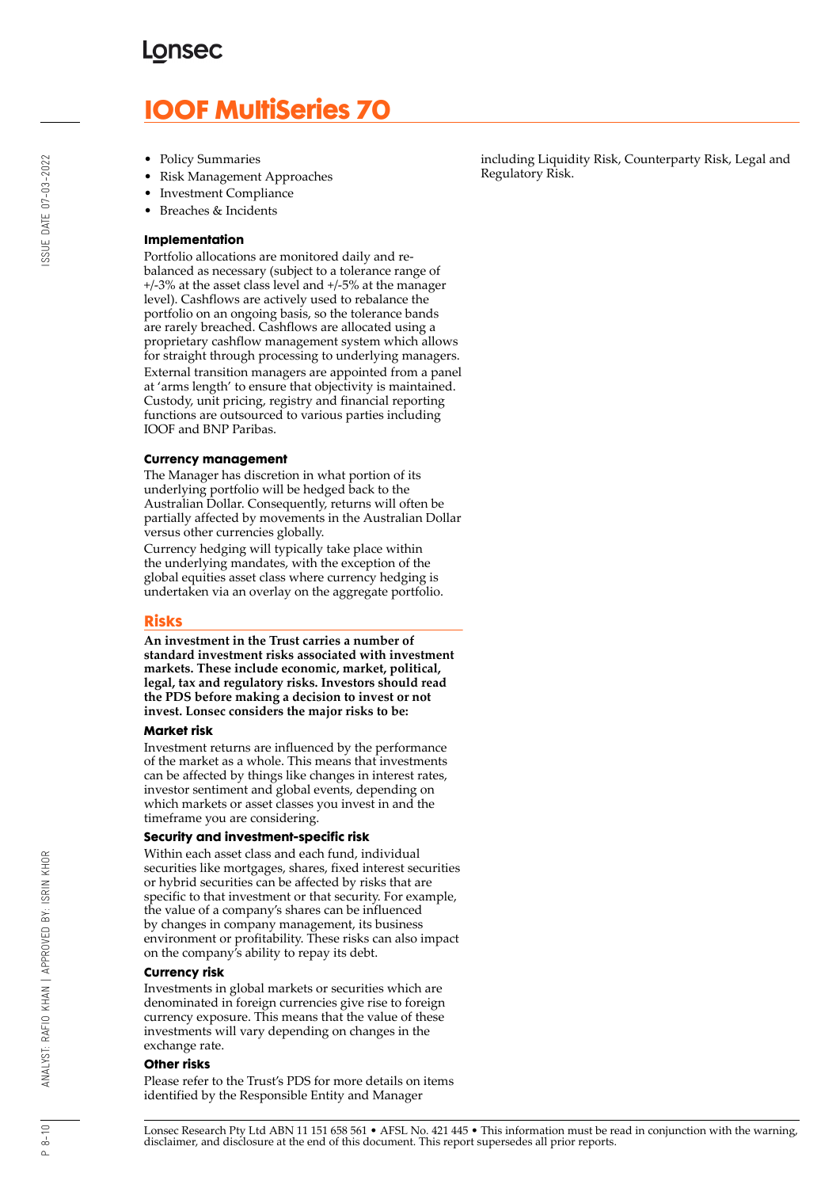- Policy Summaries
- Risk Management Approaches
- Investment Compliance
- Breaches & Incidents

### Implementation

Portfolio allocations are monitored daily and re-balanced as necessary (subject to a tolerance range of +/-3% at the asset class level and +/-5% at the manager level). Cashflows are actively used to rebalance the portfolio on an ongoing basis, so the tolerance bands are rarely breached. Cashflows are allocated using a proprietary cashflow management system which allows for straight through processing to underlying managers.

External transition managers are appointed from a panel at 'arms length' to ensure that objectivity is maintained. Custody, unit pricing, registry and financial reporting functions are outsourced to various parties including IOOF and BNP Paribas.

### Currency management

The Manager has discretion in what portion of its underlying portfolio will be hedged back to the Australian Dollar. Consequently, returns will often be partially affected by movements in the Australian Dollar versus other currencies globally.

Currency hedging will typically take place within the underlying mandates, with the exception of the global equities asset class where currency hedging is undertaken via an overlay on the aggregate portfolio.

## Risks

**An investment in the Trust carries a number of standard investment risks associated with investment markets. These include economic, market, political, legal, tax and regulatory risks. Investors should read the PDS before making a decision to invest or not invest. Lonsec considers the major risks to be:**

### Market risk

Investment returns are influenced by the performance of the market as a whole. This means that investments can be affected by things like changes in interest rates, investor sentiment and global events, depending on which markets or asset classes you invest in and the timeframe you are considering.

### Security and investment-specific risk

Within each asset class and each fund, individual securities like mortgages, shares, fixed interest securities or hybrid securities can be affected by risks that are specific to that investment or that security. For example, the value of a company's shares can be influenced by changes in company management, its business environment or profitability. These risks can also impact on the company's ability to repay its debt.

### Currency risk

Investments in global markets or securities which are denominated in foreign currencies give rise to foreign currency exposure. This means that the value of these investments will vary depending on changes in the exchange rate.

### Other risks

Please refer to the Trust's PDS for more details on items identified by the Responsible Entity and Manager including Liquidity Risk, Counterparty Risk, Legal and Regulatory Risk.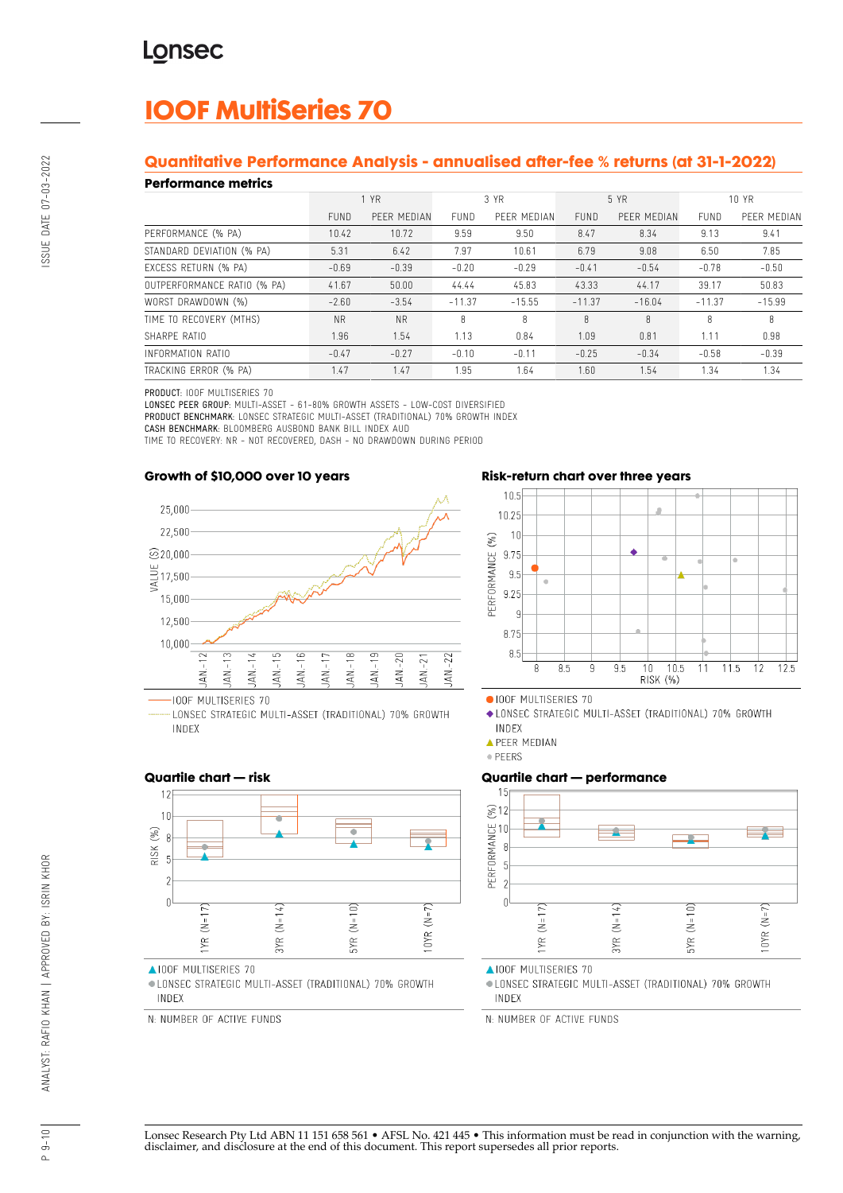# IOOF MultiSeries 70

## Quantitative Performance Analysis - annualised after-fee % returns (at 31-1-2022)

### Performance metrics

| | 1 YR | | 3 YR | | 5 YR | | 10 YR | |
|---|---|---|---|---|---|---|---|---|
| | FUND | PEER MEDIAN | FUND | PEER MEDIAN | FUND | PEER MEDIAN | FUND | PEER MEDIAN |
| PERFORMANCE (% PA) | 10.42 | 10.72 | 9.59 | 9.50 | 8.47 | 8.34 | 9.13 | 9.41 |
| STANDARD DEVIATION (% PA) | 5.31 | 6.42 | 7.97 | 10.61 | 6.79 | 9.08 | 6.50 | 7.85 |
| EXCESS RETURN (% PA) | -0.69 | -0.39 | -0.20 | -0.29 | -0.41 | -0.54 | -0.78 | -0.50 |
| OUTPERFORMANCE RATIO (% PA) | 41.67 | 50.00 | 44.44 | 45.83 | 43.33 | 44.17 | 39.17 | 50.83 |
| WORST DRAWDOWN (%) | -2.60 | -3.54 | -11.37 | -15.55 | -11.37 | -16.04 | -11.37 | -15.99 |
| TIME TO RECOVERY (MTHS) | NR | NR | 8 | 8 | 8 | 8 | 8 | 8 |
| SHARPE RATIO | 1.96 | 1.54 | 1.13 | 0.84 | 1.09 | 0.81 | 1.11 | 0.98 |
| INFORMATION RATIO | -0.47 | -0.27 | -0.10 | -0.11 | -0.25 | -0.34 | -0.58 | -0.39 |
| TRACKING ERROR (% PA) | 1.47 | 1.47 | 1.95 | 1.64 | 1.60 | 1.54 | 1.34 | 1.34 |

**PRODUCT:** IOOF MULTISERIES 70
**LONSEC PEER GROUP:** MULTI-ASSET - 61-80% GROWTH ASSETS - LOW-COST DIVERSIFIED
**PRODUCT BENCHMARK:** LONSEC STRATEGIC MULTI-ASSET (TRADITIONAL) 70% GROWTH INDEX
**CASH BENCHMARK:** BLOOMBERG AUSBOND BANK BILL INDEX AUD
TIME TO RECOVERY: NR - NOT RECOVERED, DASH - NO DRAWDOWN DURING PERIOD

### Growth of $10,000 over 10 years

IOOF MULTISERIES 70
LONSEC STRATEGIC MULTI-ASSET (TRADITIONAL) 70% GROWTH INDEX

### Risk-return chart over three years

IOOF MULTISERIES 70
LONSEC STRATEGIC MULTI-ASSET (TRADITIONAL) 70% GROWTH INDEX
PEER MEDIAN
PEERS

### Quartile chart — risk

IOOF MULTISERIES 70
LONSEC STRATEGIC MULTI-ASSET (TRADITIONAL) 70% GROWTH INDEX

N: NUMBER OF ACTIVE FUNDS

### Quartile chart — performance

IOOF MULTISERIES 70
LONSEC STRATEGIC MULTI-ASSET (TRADITIONAL) 70% GROWTH INDEX

N: NUMBER OF ACTIVE FUNDS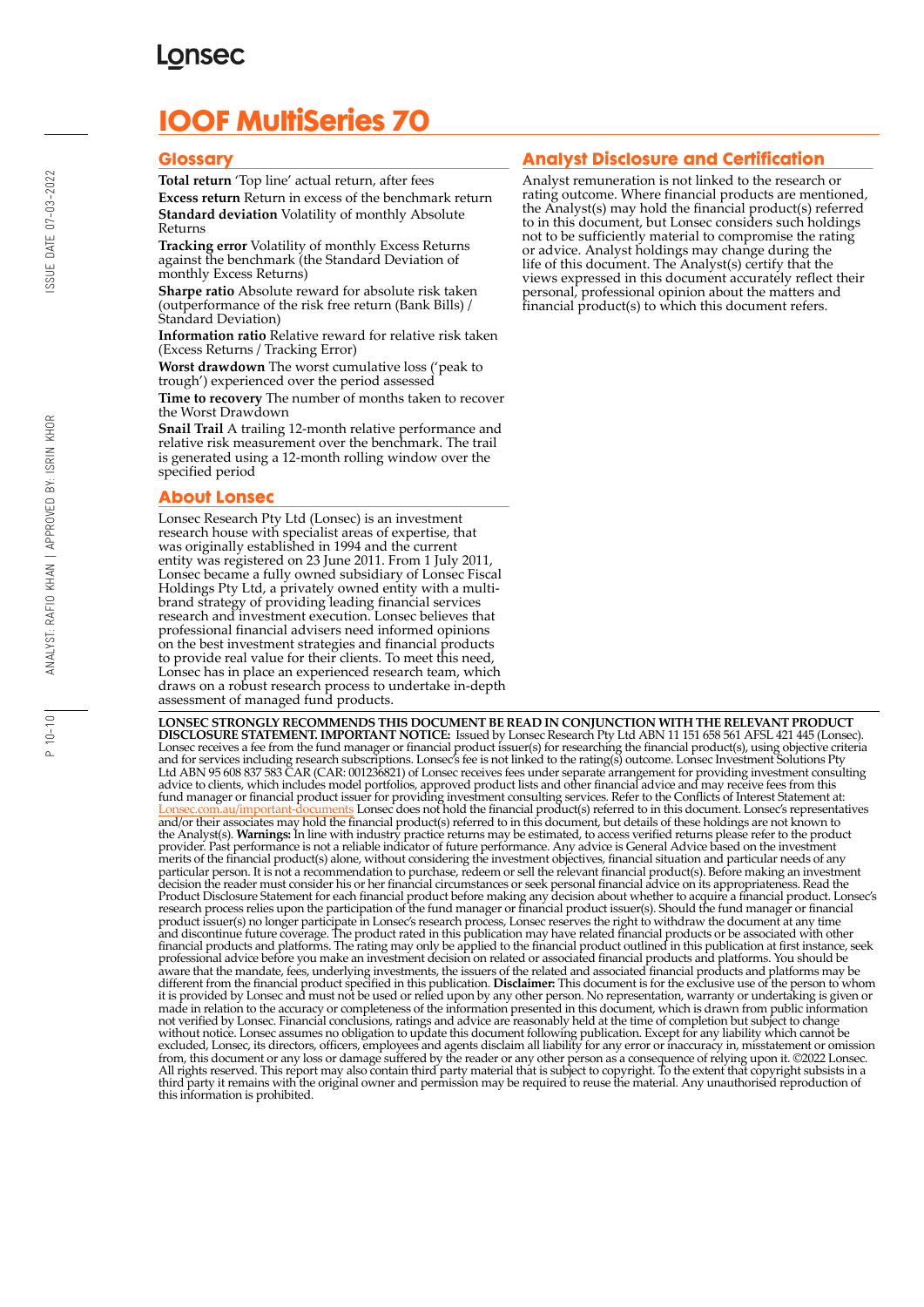# IOOF MultiSeries 70

## Glossary

**Total return** 'Top line' actual return, after fees

**Excess return** Return in excess of the benchmark return

**Standard deviation** Volatility of monthly Absolute Returns

**Tracking error** Volatility of monthly Excess Returns against the benchmark (the Standard Deviation of monthly Excess Returns)

**Sharpe ratio** Absolute reward for absolute risk taken (outperformance of the risk free return (Bank Bills) / Standard Deviation)

**Information ratio** Relative reward for relative risk taken (Excess Returns / Tracking Error)

**Worst drawdown** The worst cumulative loss ('peak to trough') experienced over the period assessed

**Time to recovery** The number of months taken to recover the Worst Drawdown

**Snail Trail** A trailing 12-month relative performance and relative risk measurement over the benchmark. The trail is generated using a 12-month rolling window over the specified period

## About Lonsec

Lonsec Research Pty Ltd (Lonsec) is an investment research house with specialist areas of expertise, that was originally established in 1994 and the current entity was registered on 23 June 2011. From 1 July 2011, Lonsec became a fully owned subsidiary of Lonsec Fiscal Holdings Pty Ltd, a privately owned entity with a multi-brand strategy of providing leading financial services research and investment execution. Lonsec believes that professional financial advisers need informed opinions on the best investment strategies and financial products to provide real value for their clients. To meet this need, Lonsec has in place an experienced research team, which draws on a robust research process to undertake in-depth assessment of managed fund products.

## Analyst Disclosure and Certification

Analyst remuneration is not linked to the research or rating outcome. Where financial products are mentioned, the Analyst(s) may hold the financial product(s) referred to in this document, but Lonsec considers such holdings not to be sufficiently material to compromise the rating or advice. Analyst holdings may change during the life of this document. The Analyst(s) certify that the views expressed in this document accurately reflect their personal, professional opinion about the matters and financial product(s) to which this document refers.

**LONSEC STRONGLY RECOMMENDS THIS DOCUMENT BE READ IN CONJUNCTION WITH THE RELEVANT PRODUCT DISCLOSURE STATEMENT. IMPORTANT NOTICE:** Issued by Lonsec Research Pty Ltd ABN 11 151 658 561 AFSL 421 445 (Lonsec). Lonsec receives a fee from the fund manager or financial product issuer(s) for researching the financial product(s), using objective criteria and for services including research subscriptions. Lonsec's fee is not linked to the rating(s) outcome. Lonsec Investment Solutions Pty Ltd ABN 95 608 837 583 CAR (CAR: 001236821) of Lonsec receives fees under separate arrangement for providing investment consulting advice to clients, which includes model portfolios, approved product lists and other financial advice and may receive fees from this fund manager or financial product issuer for providing investment consulting services. Refer to the Conflicts of Interest Statement at: Lonsec.com.au/important-documents Lonsec does not hold the financial product(s) referred to in this document. Lonsec's representatives and/or their associates may hold the financial product(s) referred to in this document, but details of these holdings are not known to the Analyst(s). **Warnings:** In line with industry practice returns may be estimated, to access verified returns please refer to the product provider. Past performance is not a reliable indicator of future performance. Any advice is General Advice based on the investment merits of the financial product(s) alone, without considering the investment objectives, financial situation and particular needs of any particular person. It is not a recommendation to purchase, redeem or sell the relevant financial product(s). Before making an investment decision the reader must consider his or her financial circumstances or seek personal financial advice on its appropriateness. Read the Product Disclosure Statement for each financial product before making any decision about whether to acquire a financial product. Lonsec's research process relies upon the participation of the fund manager or financial product issuer(s). Should the fund manager or financial product issuer(s) no longer participate in Lonsec's research process, Lonsec reserves the right to withdraw the document at any time and discontinue future coverage. The product rated in this publication may have related financial products or be associated with other financial products and platforms. The rating may only be applied to the financial product outlined in this publication at first instance, seek professional advice before you make an investment decision on related or associated financial products and platforms. You should be aware that the mandate, fees, underlying investments, the issuers of the related and associated financial products and platforms may be different from the financial product specified in this publication. **Disclaimer:** This document is for the exclusive use of the person to whom it is provided by Lonsec and must not be used or relied upon by any other person. No representation, warranty or undertaking is given or made in relation to the accuracy or completeness of the information presented in this document, which is drawn from public information not verified by Lonsec. Financial conclusions, ratings and advice are reasonably held at the time of completion but subject to change without notice. Lonsec assumes no obligation to update this document following publication. Except for any liability which cannot be excluded, Lonsec, its directors, officers, employees and agents disclaim all liability for any error or inaccuracy in, misstatement or omission from, this document or any loss or damage suffered by the reader or any other person as a consequence of relying upon it. ©2022 Lonsec. All rights reserved. This report may also contain third party material that is subject to copyright. To the extent that copyright subsists in a third party it remains with the original owner and permission may be required to reuse the material. Any unauthorised reproduction of this information is prohibited.